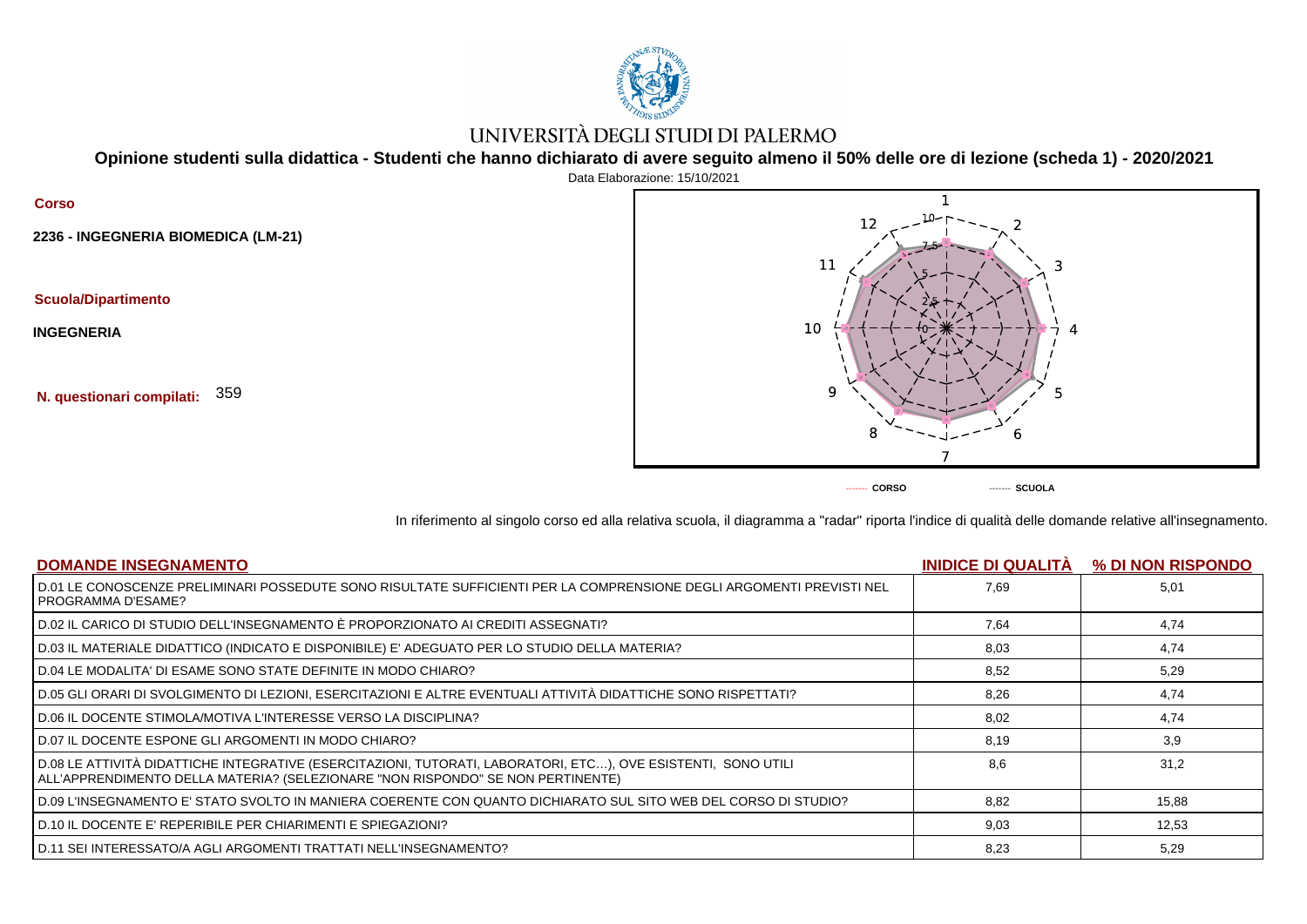# UNIVERSITÀ DEGLI STUDI DI PALERMO

## Opinione studenti sulla didattica - Studenti che hanno dichiarato di avere seguito almeno il 50% delle ore di lezione (scheda 1) - 2020/2021

Data Elaborazione: 15/10/2021

**Corso**

**2236 - INGEGNERIA BIOMEDICA (LM-21)**

**Scuola/Dipartimento**

**INGEGNERIA**

**N. questionari compilati:** 359

-------- CORSO -------- SCUOLA

In riferimento al singolo corso ed alla relativa scuola, il diagramma a "radar" riporta l'indice di qualità delle domande relative all'insegnamento.

| DOMANDE INSEGNAMENTO | INIDICE DI QUALITÀ | % DI NON RISPONDO |
|---|---|---|
| D.01 LE CONOSCENZE PRELIMINARI POSSEDUTE SONO RISULTATE SUFFICIENTI PER LA COMPRENSIONE DEGLI ARGOMENTI PREVISTI NEL PROGRAMMA D'ESAME? | 7,69 | 5,01 |
| D.02 IL CARICO DI STUDIO DELL'INSEGNAMENTO È PROPORZIONATO AI CREDITI ASSEGNATI? | 7,64 | 4,74 |
| D.03 IL MATERIALE DIDATTICO (INDICATO E DISPONIBILE) E' ADEGUATO PER LO STUDIO DELLA MATERIA? | 8,03 | 4,74 |
| D.04 LE MODALITA' DI ESAME SONO STATE DEFINITE IN MODO CHIARO? | 8,52 | 5,29 |
| D.05 GLI ORARI DI SVOLGIMENTO DI LEZIONI, ESERCITAZIONI E ALTRE EVENTUALI ATTIVITÀ DIDATTICHE SONO RISPETTATI? | 8,26 | 4,74 |
| D.06 IL DOCENTE STIMOLA/MOTIVA L'INTERESSE VERSO LA DISCIPLINA? | 8,02 | 4,74 |
| D.07 IL DOCENTE ESPONE GLI ARGOMENTI IN MODO CHIARO? | 8,19 | 3,9 |
| D.08 LE ATTIVITÀ DIDATTICHE INTEGRATIVE (ESERCITAZIONI, TUTORATI, LABORATORI, ETC…), OVE ESISTENTI, SONO UTILI ALL'APPRENDIMENTO DELLA MATERIA? (SELEZIONARE "NON RISPONDO" SE NON PERTINENTE) | 8,6 | 31,2 |
| D.09 L'INSEGNAMENTO E' STATO SVOLTO IN MANIERA COERENTE CON QUANTO DICHIARATO SUL SITO WEB DEL CORSO DI STUDIO? | 8,82 | 15,88 |
| D.10 IL DOCENTE E' REPERIBILE PER CHIARIMENTI E SPIEGAZIONI? | 9,03 | 12,53 |
| D.11 SEI INTERESSATO/A AGLI ARGOMENTI TRATTATI NELL'INSEGNAMENTO? | 8,23 | 5,29 |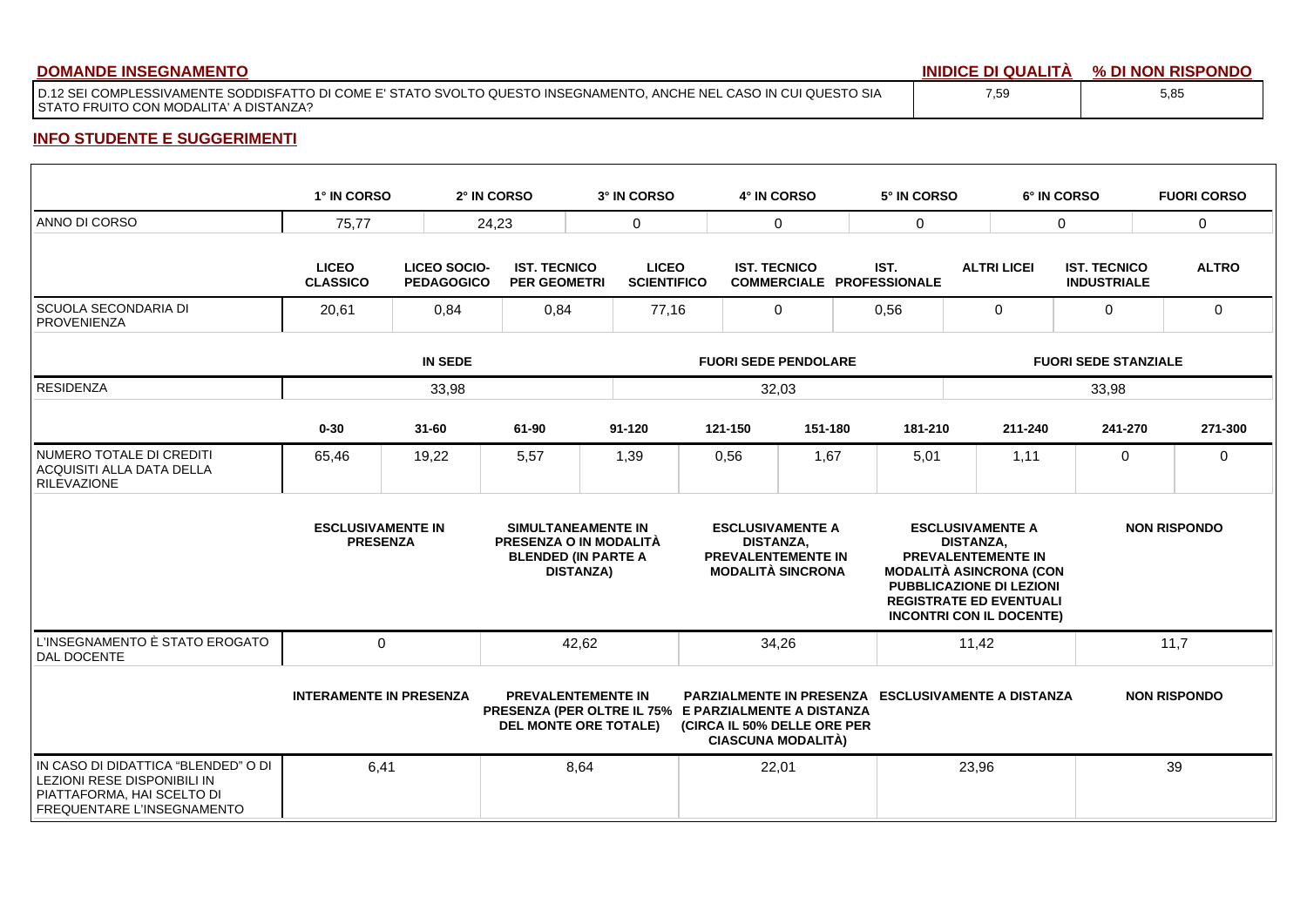| DOMANDE INSEGNAMENTO | INIDICE DI QUALITÀ | % DI NON RISPONDO |
|---|---|---|
| D.12 SEI COMPLESSIVAMENTE SODDISFATTO DI COME E' STATO SVOLTO QUESTO INSEGNAMENTO, ANCHE NEL CASO IN CUI QUESTO SIA STATO FRUITO CON MODALITA' A DISTANZA? | 7,59 | 5,85 |

## INFO STUDENTE E SUGGERIMENTI

| | 1° IN CORSO | 2° IN CORSO | 3° IN CORSO | 4° IN CORSO | 5° IN CORSO | 6° IN CORSO | FUORI CORSO |
|---|---|---|---|---|---|---|---|
| ANNO DI CORSO | 75,77 | 24,23 | 0 | 0 | 0 | 0 | 0 |

| | LICEO CLASSICO | LICEO SOCIO-PEDAGOGICO | IST. TECNICO PER GEOMETRI | LICEO SCIENTIFICO | IST. TECNICO COMMERCIALE | IST. PROFESSIONALE | ALTRI LICEI | IST. TECNICO INDUSTRIALE | ALTRO |
|---|---|---|---|---|---|---|---|---|---|
| SCUOLA SECONDARIA DI PROVENIENZA | 20,61 | 0,84 | 0,84 | 77,16 | 0 | 0,56 | 0 | 0 | 0 |

| | IN SEDE | FUORI SEDE PENDOLARE | FUORI SEDE STANZIALE |
|---|---|---|---|
| RESIDENZA | 33,98 | 32,03 | 33,98 |

| | 0-30 | 31-60 | 61-90 | 91-120 | 121-150 | 151-180 | 181-210 | 211-240 | 241-270 | 271-300 |
|---|---|---|---|---|---|---|---|---|---|---|
| NUMERO TOTALE DI CREDITI ACQUISITI ALLA DATA DELLA RILEVAZIONE | 65,46 | 19,22 | 5,57 | 1,39 | 0,56 | 1,67 | 5,01 | 1,11 | 0 | 0 |

| | ESCLUSIVAMENTE IN PRESENZA | SIMULTANEAMENTE IN PRESENZA O IN MODALITÀ BLENDED (IN PARTE A DISTANZA) | ESCLUSIVAMENTE A DISTANZA, PREVALENTEMENTE IN MODALITÀ SINCRONA | ESCLUSIVAMENTE A DISTANZA, PREVALENTEMENTE IN MODALITÀ ASINCRONA (CON PUBBLICAZIONE DI LEZIONI REGISTRATE ED EVENTUALI INCONTRI CON IL DOCENTE) | NON RISPONDO |
|---|---|---|---|---|---|
| L'INSEGNAMENTO È STATO EROGATO DAL DOCENTE | 0 | 42,62 | 34,26 | 11,42 | 11,7 |

| | INTERAMENTE IN PRESENZA | PREVALENTEMENTE IN PRESENZA (PER OLTRE IL 75% DEL MONTE ORE TOTALE) | PARZIALMENTE IN PRESENZA E PARZIALMENTE A DISTANZA (CIRCA IL 50% DELLE ORE PER CIASCUNA MODALITÀ) | ESCLUSIVAMENTE A DISTANZA | NON RISPONDO |
|---|---|---|---|---|---|
| IN CASO DI DIDATTICA "BLENDED" O DI LEZIONI RESE DISPONIBILI IN PIATTAFORMA, HAI SCELTO DI FREQUENTARE L'INSEGNAMENTO | 6,41 | 8,64 | 22,01 | 23,96 | 39 |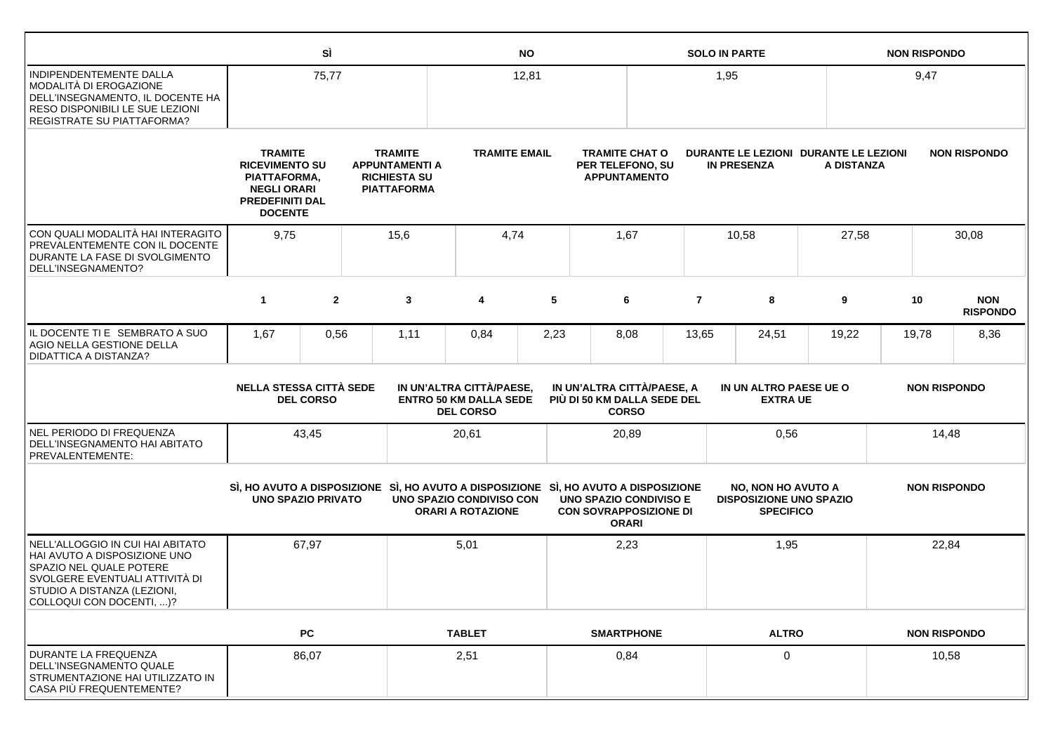| | SÌ | NO | SOLO IN PARTE | NON RISPONDO |
|---|---|---|---|---|
| INDIPENDENTEMENTE DALLA MODALITÀ DI EROGAZIONE DELL'INSEGNAMENTO, IL DOCENTE HA RESO DISPONIBILI LE SUE LEZIONI REGISTRATE SU PIATTAFORMA? | 75,77 | 12,81 | 1,95 | 9,47 |

| | TRAMITE RICEVIMENTO SU PIATTAFORMA, NEGLI ORARI PREDEFINITI DAL DOCENTE | TRAMITE APPUNTAMENTI A RICHIESTA SU PIATTAFORMA | TRAMITE EMAIL | TRAMITE CHAT O PER TELEFONO, SU APPUNTAMENTO | DURANTE LE LEZIONI IN PRESENZA | DURANTE LE LEZIONI A DISTANZA | NON RISPONDO |
|---|---|---|---|---|---|---|---|
| CON QUALI MODALITÀ HAI INTERAGITO PREVALENTEMENTE CON IL DOCENTE DURANTE LA FASE DI SVOLGIMENTO DELL'INSEGNAMENTO? | 9,75 | 15,6 | 4,74 | 1,67 | 10,58 | 27,58 | 30,08 |

| | 1 | 2 | 3 | 4 | 5 | 6 | 7 | 8 | 9 | 10 | NON RISPONDO |
|---|---|---|---|---|---|---|---|---|---|---|---|
| IL DOCENTE TI E SEMBRATO A SUO AGIO NELLA GESTIONE DELLA DIDATTICA A DISTANZA? | 1,67 | 0,56 | 1,11 | 0,84 | 2,23 | 8,08 | 13,65 | 24,51 | 19,22 | 19,78 | 8,36 |

| | NELLA STESSA CITTÀ SEDE DEL CORSO | IN UN'ALTRA CITTÀ/PAESE, ENTRO 50 KM DALLA SEDE DEL CORSO | IN UN'ALTRA CITTÀ/PAESE, A PIÙ DI 50 KM DALLA SEDE DEL CORSO | IN UN ALTRO PAESE UE O EXTRA UE | NON RISPONDO |
|---|---|---|---|---|---|
| NEL PERIODO DI FREQUENZA DELL'INSEGNAMENTO HAI ABITATO PREVALENTEMENTE: | 43,45 | 20,61 | 20,89 | 0,56 | 14,48 |

| | SÌ, HO AVUTO A DISPOSIZIONE UNO SPAZIO PRIVATO | SÌ, HO AVUTO A DISPOSIZIONE UNO SPAZIO CONDIVISO CON ORARI A ROTAZIONE | SÌ, HO AVUTO A DISPOSIZIONE UNO SPAZIO CONDIVISO E CON SOVRAPPOSIZIONE DI ORARI | NO, NON HO AVUTO A DISPOSIZIONE UNO SPAZIO SPECIFICO | NON RISPONDO |
|---|---|---|---|---|---|
| NELL'ALLOGGIO IN CUI HAI ABITATO HAI AVUTO A DISPOSIZIONE UNO SPAZIO NEL QUALE POTERE SVOLGERE EVENTUALI ATTIVITÀ DI STUDIO A DISTANZA (LEZIONI, COLLOQUI CON DOCENTI, ...)? | 67,97 | 5,01 | 2,23 | 1,95 | 22,84 |

| | PC | TABLET | SMARTPHONE | ALTRO | NON RISPONDO |
|---|---|---|---|---|---|
| DURANTE LA FREQUENZA DELL'INSEGNAMENTO QUALE STRUMENTAZIONE HAI UTILIZZATO IN CASA PIÙ FREQUENTEMENTE? | 86,07 | 2,51 | 0,84 | 0 | 10,58 |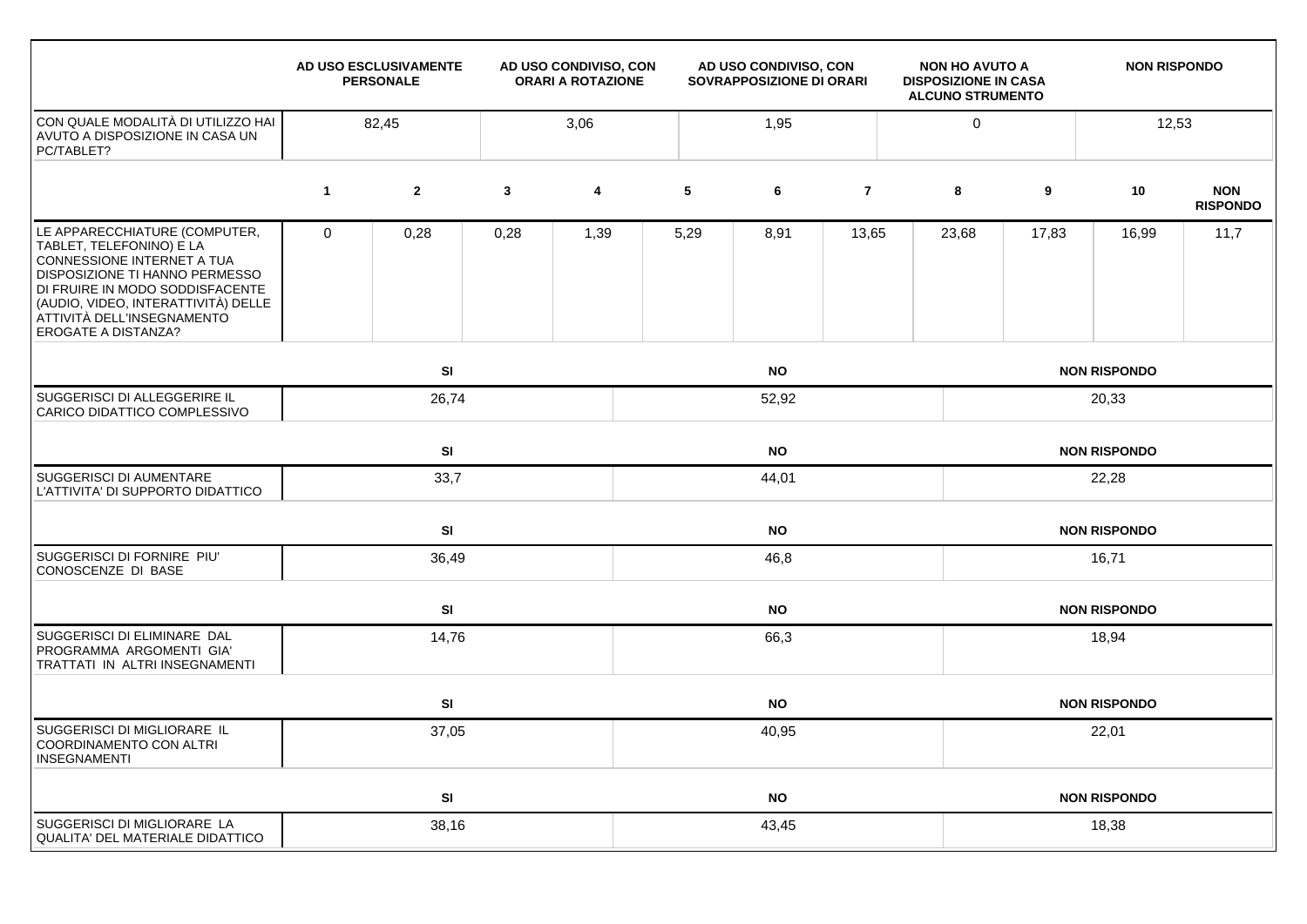| | AD USO ESCLUSIVAMENTE PERSONALE | AD USO CONDIVISO, CON ORARI A ROTAZIONE | AD USO CONDIVISO, CON SOVRAPPOSIZIONE DI ORARI | NON HO AVUTO A DISPOSIZIONE IN CASA ALCUNO STRUMENTO | NON RISPONDO |
|---|---|---|---|---|---|
| CON QUALE MODALITÀ DI UTILIZZO HAI AVUTO A DISPOSIZIONE IN CASA UN PC/TABLET? | 82,45 | 3,06 | 1,95 | 0 | 12,53 |

| | 1 | 2 | 3 | 4 | 5 | 6 | 7 | 8 | 9 | 10 | NON RISPONDO |
|---|---|---|---|---|---|---|---|---|---|---|---|
| LE APPARECCHIATURE (COMPUTER, TABLET, TELEFONINO) E LA CONNESSIONE INTERNET A TUA DISPOSIZIONE TI HANNO PERMESSO DI FRUIRE IN MODO SODDISFACENTE (AUDIO, VIDEO, INTERATTIVITÀ) DELLE ATTIVITÀ DELL'INSEGNAMENTO EROGATE A DISTANZA? | 0 | 0,28 | 0,28 | 1,39 | 5,29 | 8,91 | 13,65 | 23,68 | 17,83 | 16,99 | 11,7 |

| | SI | NO | NON RISPONDO |
|---|---|---|---|
| SUGGERISCI DI ALLEGGERIRE IL CARICO DIDATTICO COMPLESSIVO | 26,74 | 52,92 | 20,33 |

| | SI | NO | NON RISPONDO |
|---|---|---|---|
| SUGGERISCI DI AUMENTARE L'ATTIVITA' DI SUPPORTO DIDATTICO | 33,7 | 44,01 | 22,28 |

| | SI | NO | NON RISPONDO |
|---|---|---|---|
| SUGGERISCI DI FORNIRE PIU' CONOSCENZE DI BASE | 36,49 | 46,8 | 16,71 |

| | SI | NO | NON RISPONDO |
|---|---|---|---|
| SUGGERISCI DI ELIMINARE DAL PROGRAMMA ARGOMENTI GIA' TRATTATI IN ALTRI INSEGNAMENTI | 14,76 | 66,3 | 18,94 |

| | SI | NO | NON RISPONDO |
|---|---|---|---|
| SUGGERISCI DI MIGLIORARE IL COORDINAMENTO CON ALTRI INSEGNAMENTI | 37,05 | 40,95 | 22,01 |

| | SI | NO | NON RISPONDO |
|---|---|---|---|
| SUGGERISCI DI MIGLIORARE LA QUALITA' DEL MATERIALE DIDATTICO | 38,16 | 43,45 | 18,38 |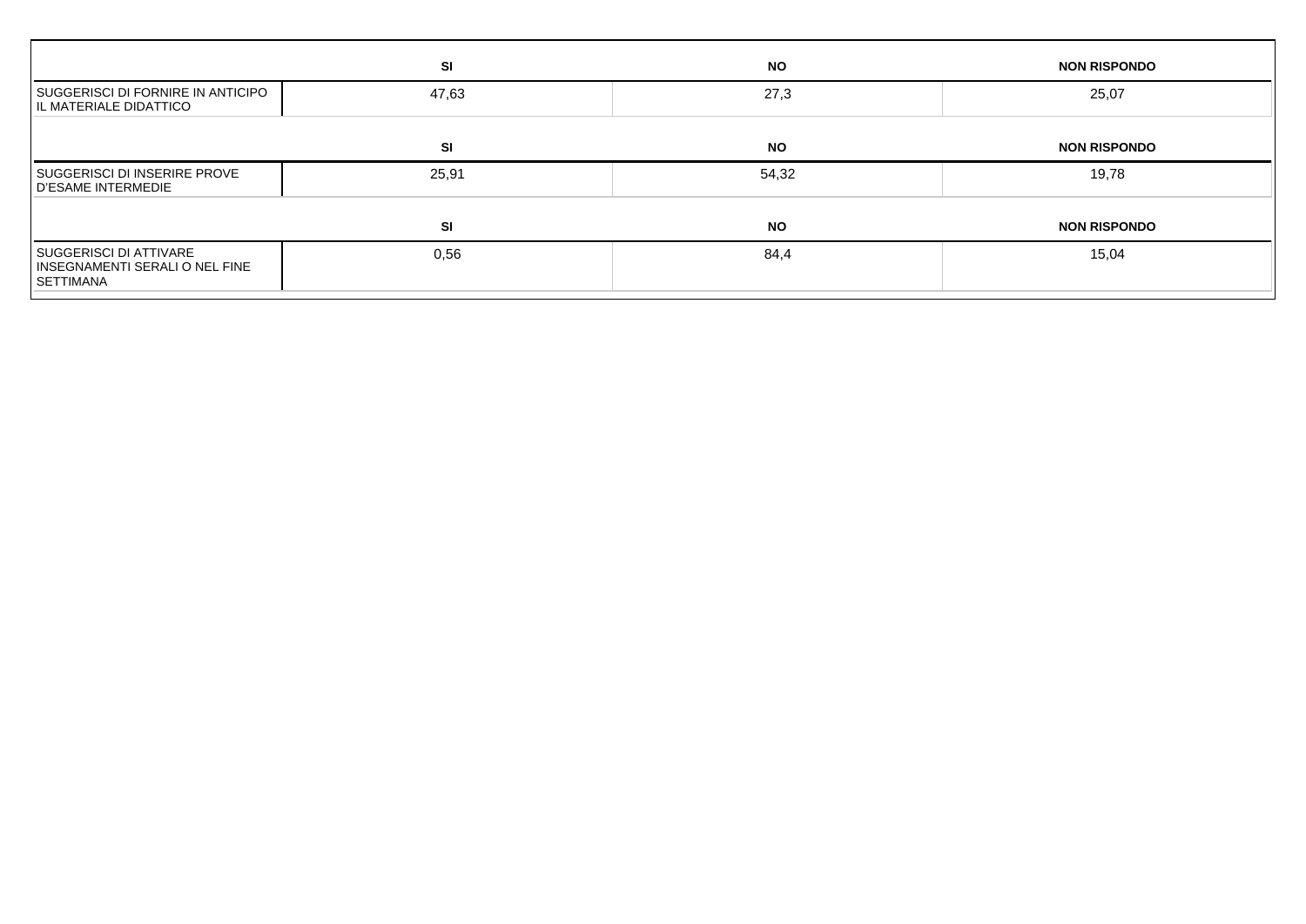| | SI | NO | NON RISPONDO |
|---|---|---|---|
| SUGGERISCI DI FORNIRE IN ANTICIPO IL MATERIALE DIDATTICO | 47,63 | 27,3 | 25,07 |

| | SI | NO | NON RISPONDO |
|---|---|---|---|
| SUGGERISCI DI INSERIRE PROVE D'ESAME INTERMEDIE | 25,91 | 54,32 | 19,78 |

| | SI | NO | NON RISPONDO |
|---|---|---|---|
| SUGGERISCI DI ATTIVARE INSEGNAMENTI SERALI O NEL FINE SETTIMANA | 0,56 | 84,4 | 15,04 |